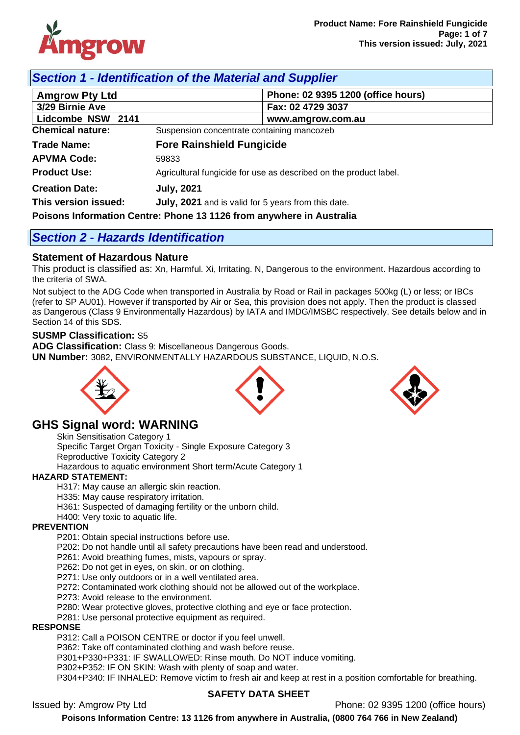## Section 1 - Identification of the Material and Supplier

| Amgrow Pty Ltd | Phone: 02 9395 1200 (office hours) |
|---|---|
| 3/29 Birnie Ave | Fax: 02 4729 3037 |
| Lidcombe NSW 2141 | www.amgrow.com.au |

**Chemical nature:** Suspension concentrate containing mancozeb

**Trade Name:** **Fore Rainshield Fungicide**

**APVMA Code:** 59833

**Product Use:** Agricultural fungicide for use as described on the product label.

**Creation Date:** **July, 2021**

**This version issued:** **July, 2021** and is valid for 5 years from this date.

**Poisons Information Centre: Phone 13 1126 from anywhere in Australia**

## Section 2 - Hazards Identification

### Statement of Hazardous Nature

This product is classified as: Xn, Harmful. Xi, Irritating. N, Dangerous to the environment. Hazardous according to the criteria of SWA.

Not subject to the ADG Code when transported in Australia by Road or Rail in packages 500kg (L) or less; or IBCs (refer to SP AU01). However if transported by Air or Sea, this provision does not apply. Then the product is classed as Dangerous (Class 9 Environmentally Hazardous) by IATA and IMDG/IMSBC respectively. See details below and in Section 14 of this SDS.

**SUSMP Classification:** S5

**ADG Classification:** Class 9: Miscellaneous Dangerous Goods.

**UN Number:** 3082, ENVIRONMENTALLY HAZARDOUS SUBSTANCE, LIQUID, N.O.S.

## GHS Signal word: WARNING

Skin Sensitisation Category 1
Specific Target Organ Toxicity - Single Exposure Category 3
Reproductive Toxicity Category 2
Hazardous to aquatic environment Short term/Acute Category 1

**HAZARD STATEMENT:**

H317: May cause an allergic skin reaction.
H335: May cause respiratory irritation.
H361: Suspected of damaging fertility or the unborn child.
H400: Very toxic to aquatic life.

**PREVENTION**

P201: Obtain special instructions before use.
P202: Do not handle until all safety precautions have been read and understood.
P261: Avoid breathing fumes, mists, vapours or spray.
P262: Do not get in eyes, on skin, or on clothing.
P271: Use only outdoors or in a well ventilated area.
P272: Contaminated work clothing should not be allowed out of the workplace.
P273: Avoid release to the environment.
P280: Wear protective gloves, protective clothing and eye or face protection.
P281: Use personal protective equipment as required.

**RESPONSE**

P312: Call a POISON CENTRE or doctor if you feel unwell.
P362: Take off contaminated clothing and wash before reuse.
P301+P330+P331: IF SWALLOWED: Rinse mouth. Do NOT induce vomiting.
P302+P352: IF ON SKIN: Wash with plenty of soap and water.
P304+P340: IF INHALED: Remove victim to fresh air and keep at rest in a position comfortable for breathing.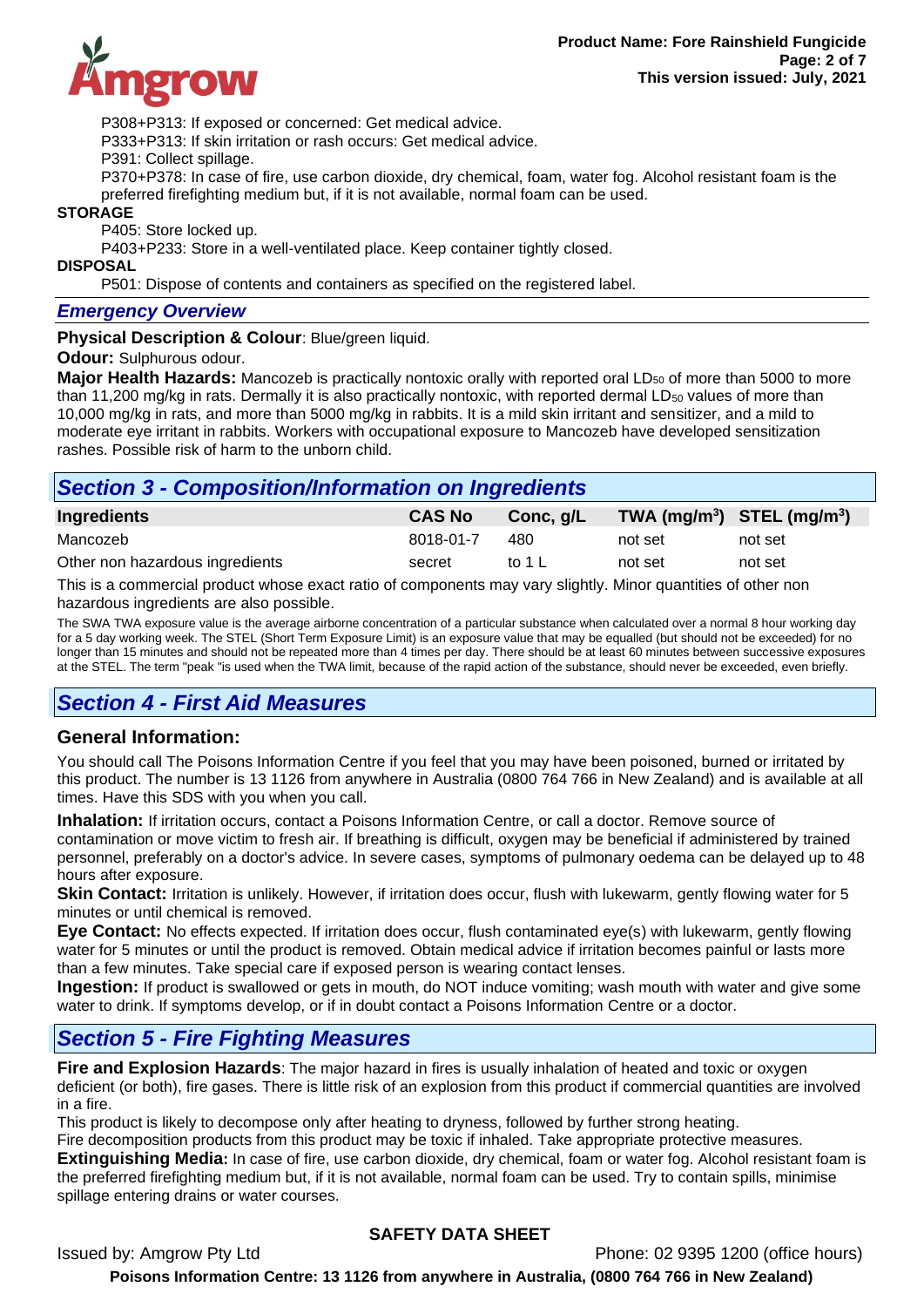P308+P313: If exposed or concerned: Get medical advice.
P333+P313: If skin irritation or rash occurs: Get medical advice.
P391: Collect spillage.
P370+P378: In case of fire, use carbon dioxide, dry chemical, foam, water fog. Alcohol resistant foam is the preferred firefighting medium but, if it is not available, normal foam can be used.

**STORAGE**

P405: Store locked up.
P403+P233: Store in a well-ventilated place. Keep container tightly closed.

**DISPOSAL**

P501: Dispose of contents and containers as specified on the registered label.

### *Emergency Overview*

**Physical Description & Colour**: Blue/green liquid.

**Odour:** Sulphurous odour.

**Major Health Hazards:** Mancozeb is practically nontoxic orally with reported oral $LD_{50}$ of more than 5000 to more than 11,200 mg/kg in rats. Dermally it is also practically nontoxic, with reported dermal $LD_{50}$ values of more than 10,000 mg/kg in rats, and more than 5000 mg/kg in rabbits. It is a mild skin irritant and sensitizer, and a mild to moderate eye irritant in rabbits. Workers with occupational exposure to Mancozeb have developed sensitization rashes. Possible risk of harm to the unborn child.

## *Section 3 - Composition/Information on Ingredients*

| Ingredients | CAS No | Conc, g/L | TWA (mg/m$^3$) | STEL (mg/m$^3$) |
|---|---|---|---|---|
| Mancozeb | 8018-01-7 | 480 | not set | not set |
| Other non hazardous ingredients | secret | to 1 L | not set | not set |

This is a commercial product whose exact ratio of components may vary slightly. Minor quantities of other non hazardous ingredients are also possible.

The SWA TWA exposure value is the average airborne concentration of a particular substance when calculated over a normal 8 hour working day for a 5 day working week. The STEL (Short Term Exposure Limit) is an exposure value that may be equalled (but should not be exceeded) for no longer than 15 minutes and should not be repeated more than 4 times per day. There should be at least 60 minutes between successive exposures at the STEL. The term "peak "is used when the TWA limit, because of the rapid action of the substance, should never be exceeded, even briefly.

## *Section 4 - First Aid Measures*

### General Information:

You should call The Poisons Information Centre if you feel that you may have been poisoned, burned or irritated by this product. The number is 13 1126 from anywhere in Australia (0800 764 766 in New Zealand) and is available at all times. Have this SDS with you when you call.

**Inhalation:** If irritation occurs, contact a Poisons Information Centre, or call a doctor. Remove source of contamination or move victim to fresh air. If breathing is difficult, oxygen may be beneficial if administered by trained personnel, preferably on a doctor's advice. In severe cases, symptoms of pulmonary oedema can be delayed up to 48 hours after exposure.

**Skin Contact:** Irritation is unlikely. However, if irritation does occur, flush with lukewarm, gently flowing water for 5 minutes or until chemical is removed.

**Eye Contact:** No effects expected. If irritation does occur, flush contaminated eye(s) with lukewarm, gently flowing water for 5 minutes or until the product is removed. Obtain medical advice if irritation becomes painful or lasts more than a few minutes. Take special care if exposed person is wearing contact lenses.

**Ingestion:** If product is swallowed or gets in mouth, do NOT induce vomiting; wash mouth with water and give some water to drink. If symptoms develop, or if in doubt contact a Poisons Information Centre or a doctor.

## *Section 5 - Fire Fighting Measures*

**Fire and Explosion Hazards**: The major hazard in fires is usually inhalation of heated and toxic or oxygen deficient (or both), fire gases. There is little risk of an explosion from this product if commercial quantities are involved in a fire.

This product is likely to decompose only after heating to dryness, followed by further strong heating.

Fire decomposition products from this product may be toxic if inhaled. Take appropriate protective measures.

**Extinguishing Media:** In case of fire, use carbon dioxide, dry chemical, foam or water fog. Alcohol resistant foam is the preferred firefighting medium but, if it is not available, normal foam can be used. Try to contain spills, minimise spillage entering drains or water courses.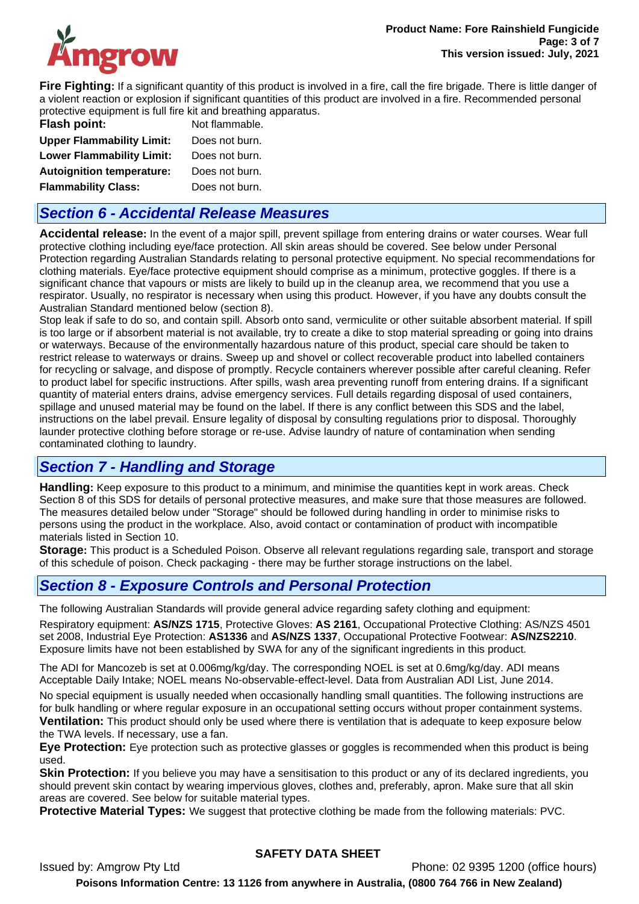**Fire Fighting:** If a significant quantity of this product is involved in a fire, call the fire brigade. There is little danger of a violent reaction or explosion if significant quantities of this product are involved in a fire. Recommended personal protective equipment is full fire kit and breathing apparatus.

| | |
|---|---|
| **Flash point:** | Not flammable. |
| **Upper Flammability Limit:** | Does not burn. |
| **Lower Flammability Limit:** | Does not burn. |
| **Autoignition temperature:** | Does not burn. |
| **Flammability Class:** | Does not burn. |

## *Section 6 - Accidental Release Measures*

**Accidental release:** In the event of a major spill, prevent spillage from entering drains or water courses. Wear full protective clothing including eye/face protection. All skin areas should be covered. See below under Personal Protection regarding Australian Standards relating to personal protective equipment. No special recommendations for clothing materials. Eye/face protective equipment should comprise as a minimum, protective goggles. If there is a significant chance that vapours or mists are likely to build up in the cleanup area, we recommend that you use a respirator. Usually, no respirator is necessary when using this product. However, if you have any doubts consult the Australian Standard mentioned below (section 8).
Stop leak if safe to do so, and contain spill. Absorb onto sand, vermiculite or other suitable absorbent material. If spill is too large or if absorbent material is not available, try to create a dike to stop material spreading or going into drains or waterways. Because of the environmentally hazardous nature of this product, special care should be taken to restrict release to waterways or drains. Sweep up and shovel or collect recoverable product into labelled containers for recycling or salvage, and dispose of promptly. Recycle containers wherever possible after careful cleaning. Refer to product label for specific instructions. After spills, wash area preventing runoff from entering drains. If a significant quantity of material enters drains, advise emergency services. Full details regarding disposal of used containers, spillage and unused material may be found on the label. If there is any conflict between this SDS and the label, instructions on the label prevail. Ensure legality of disposal by consulting regulations prior to disposal. Thoroughly launder protective clothing before storage or re-use. Advise laundry of nature of contamination when sending contaminated clothing to laundry.

## *Section 7 - Handling and Storage*

**Handling:** Keep exposure to this product to a minimum, and minimise the quantities kept in work areas. Check Section 8 of this SDS for details of personal protective measures, and make sure that those measures are followed. The measures detailed below under "Storage" should be followed during handling in order to minimise risks to persons using the product in the workplace. Also, avoid contact or contamination of product with incompatible materials listed in Section 10.
**Storage:** This product is a Scheduled Poison. Observe all relevant regulations regarding sale, transport and storage of this schedule of poison. Check packaging - there may be further storage instructions on the label.

## *Section 8 - Exposure Controls and Personal Protection*

The following Australian Standards will provide general advice regarding safety clothing and equipment:

Respiratory equipment: **AS/NZS 1715**, Protective Gloves: **AS 2161**, Occupational Protective Clothing: AS/NZS 4501 set 2008, Industrial Eye Protection: **AS1336** and **AS/NZS 1337**, Occupational Protective Footwear: **AS/NZS2210**. Exposure limits have not been established by SWA for any of the significant ingredients in this product.

The ADI for Mancozeb is set at 0.006mg/kg/day. The corresponding NOEL is set at 0.6mg/kg/day. ADI means Acceptable Daily Intake; NOEL means No-observable-effect-level. Data from Australian ADI List, June 2014.

No special equipment is usually needed when occasionally handling small quantities. The following instructions are for bulk handling or where regular exposure in an occupational setting occurs without proper containment systems.
**Ventilation:** This product should only be used where there is ventilation that is adequate to keep exposure below the TWA levels. If necessary, use a fan.
**Eye Protection:** Eye protection such as protective glasses or goggles is recommended when this product is being used.
**Skin Protection:** If you believe you may have a sensitisation to this product or any of its declared ingredients, you should prevent skin contact by wearing impervious gloves, clothes and, preferably, apron. Make sure that all skin areas are covered. See below for suitable material types.
**Protective Material Types:** We suggest that protective clothing be made from the following materials: PVC.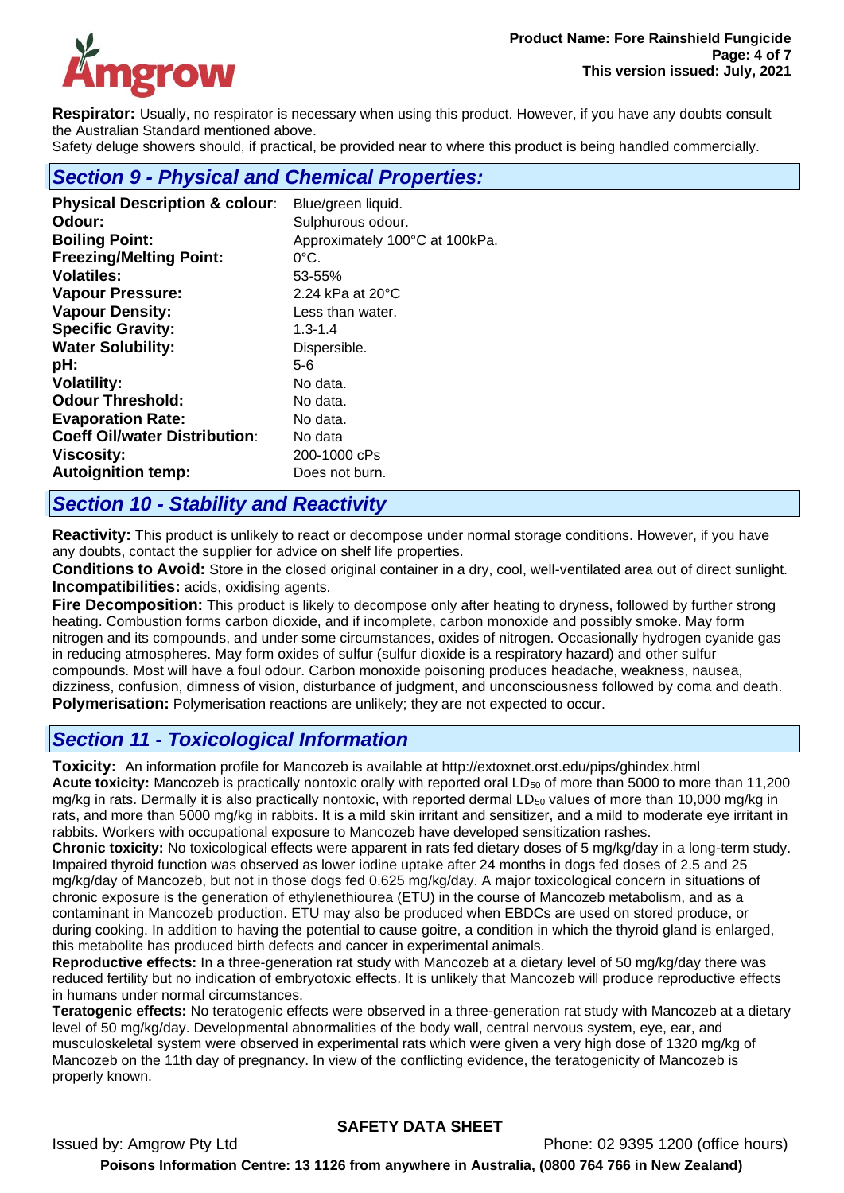**Respirator:** Usually, no respirator is necessary when using this product. However, if you have any doubts consult the Australian Standard mentioned above.
Safety deluge showers should, if practical, be provided near to where this product is being handled commercially.

## *Section 9 - Physical and Chemical Properties:*

| | |
|---|---|
| **Physical Description & colour**: | Blue/green liquid. |
| **Odour:** | Sulphurous odour. |
| **Boiling Point:** | Approximately 100°C at 100kPa. |
| **Freezing/Melting Point:** | 0°C. |
| **Volatiles:** | 53-55% |
| **Vapour Pressure:** | 2.24 kPa at 20°C |
| **Vapour Density:** | Less than water. |
| **Specific Gravity:** | 1.3-1.4 |
| **Water Solubility:** | Dispersible. |
| **pH:** | 5-6 |
| **Volatility:** | No data. |
| **Odour Threshold:** | No data. |
| **Evaporation Rate:** | No data. |
| **Coeff Oil/water Distribution**: | No data |
| **Viscosity:** | 200-1000 cPs |
| **Autoignition temp:** | Does not burn. |

## *Section 10 - Stability and Reactivity*

**Reactivity:** This product is unlikely to react or decompose under normal storage conditions. However, if you have any doubts, contact the supplier for advice on shelf life properties.
**Conditions to Avoid:** Store in the closed original container in a dry, cool, well-ventilated area out of direct sunlight.
**Incompatibilities:** acids, oxidising agents.
**Fire Decomposition:** This product is likely to decompose only after heating to dryness, followed by further strong heating. Combustion forms carbon dioxide, and if incomplete, carbon monoxide and possibly smoke. May form nitrogen and its compounds, and under some circumstances, oxides of nitrogen. Occasionally hydrogen cyanide gas in reducing atmospheres. May form oxides of sulfur (sulfur dioxide is a respiratory hazard) and other sulfur compounds. Most will have a foul odour. Carbon monoxide poisoning produces headache, weakness, nausea, dizziness, confusion, dimness of vision, disturbance of judgment, and unconsciousness followed by coma and death.
**Polymerisation:** Polymerisation reactions are unlikely; they are not expected to occur.

## *Section 11 - Toxicological Information*

**Toxicity:** An information profile for Mancozeb is available at http://extoxnet.orst.edu/pips/ghindex.html
**Acute toxicity:** Mancozeb is practically nontoxic orally with reported oral $LD_{50}$ of more than 5000 to more than 11,200 mg/kg in rats. Dermally it is also practically nontoxic, with reported dermal $LD_{50}$ values of more than 10,000 mg/kg in rats, and more than 5000 mg/kg in rabbits. It is a mild skin irritant and sensitizer, and a mild to moderate eye irritant in rabbits. Workers with occupational exposure to Mancozeb have developed sensitization rashes.
**Chronic toxicity:** No toxicological effects were apparent in rats fed dietary doses of 5 mg/kg/day in a long-term study. Impaired thyroid function was observed as lower iodine uptake after 24 months in dogs fed doses of 2.5 and 25 mg/kg/day of Mancozeb, but not in those dogs fed 0.625 mg/kg/day. A major toxicological concern in situations of chronic exposure is the generation of ethylenethiourea (ETU) in the course of Mancozeb metabolism, and as a contaminant in Mancozeb production. ETU may also be produced when EBDCs are used on stored produce, or during cooking. In addition to having the potential to cause goitre, a condition in which the thyroid gland is enlarged, this metabolite has produced birth defects and cancer in experimental animals.
**Reproductive effects:** In a three-generation rat study with Mancozeb at a dietary level of 50 mg/kg/day there was reduced fertility but no indication of embryotoxic effects. It is unlikely that Mancozeb will produce reproductive effects in humans under normal circumstances.
**Teratogenic effects:** No teratogenic effects were observed in a three-generation rat study with Mancozeb at a dietary level of 50 mg/kg/day. Developmental abnormalities of the body wall, central nervous system, eye, ear, and musculoskeletal system were observed in experimental rats which were given a very high dose of 1320 mg/kg of Mancozeb on the 11th day of pregnancy. In view of the conflicting evidence, the teratogenicity of Mancozeb is properly known.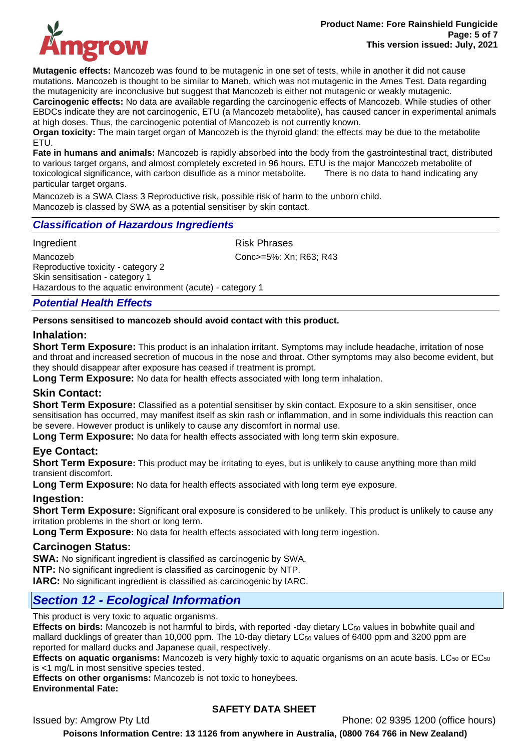**Mutagenic effects:** Mancozeb was found to be mutagenic in one set of tests, while in another it did not cause mutations. Mancozeb is thought to be similar to Maneb, which was not mutagenic in the Ames Test. Data regarding the mutagenicity are inconclusive but suggest that Mancozeb is either not mutagenic or weakly mutagenic.
**Carcinogenic effects:** No data are available regarding the carcinogenic effects of Mancozeb. While studies of other EBDCs indicate they are not carcinogenic, ETU (a Mancozeb metabolite), has caused cancer in experimental animals at high doses. Thus, the carcinogenic potential of Mancozeb is not currently known.
**Organ toxicity:** The main target organ of Mancozeb is the thyroid gland; the effects may be due to the metabolite ETU.
**Fate in humans and animals:** Mancozeb is rapidly absorbed into the body from the gastrointestinal tract, distributed to various target organs, and almost completely excreted in 96 hours. ETU is the major Mancozeb metabolite of toxicological significance, with carbon disulfide as a minor metabolite. There is no data to hand indicating any particular target organs.

Mancozeb is a SWA Class 3 Reproductive risk, possible risk of harm to the unborn child.
Mancozeb is classed by SWA as a potential sensitiser by skin contact.

### *Classification of Hazardous Ingredients*

| Ingredient | Risk Phrases |
|---|---|
| Mancozeb | Conc>=5%: Xn; R63; R43 |

Reproductive toxicity - category 2
Skin sensitisation - category 1
Hazardous to the aquatic environment (acute) - category 1

### *Potential Health Effects*

**Persons sensitised to mancozeb should avoid contact with this product.**

#### Inhalation:

**Short Term Exposure:** This product is an inhalation irritant. Symptoms may include headache, irritation of nose and throat and increased secretion of mucous in the nose and throat. Other symptoms may also become evident, but they should disappear after exposure has ceased if treatment is prompt.
**Long Term Exposure:** No data for health effects associated with long term inhalation.

#### Skin Contact:

**Short Term Exposure:** Classified as a potential sensitiser by skin contact. Exposure to a skin sensitiser, once sensitisation has occurred, may manifest itself as skin rash or inflammation, and in some individuals this reaction can be severe. However product is unlikely to cause any discomfort in normal use.
**Long Term Exposure:** No data for health effects associated with long term skin exposure.

#### Eye Contact:

**Short Term Exposure:** This product may be irritating to eyes, but is unlikely to cause anything more than mild transient discomfort.
**Long Term Exposure:** No data for health effects associated with long term eye exposure.

#### Ingestion:

**Short Term Exposure:** Significant oral exposure is considered to be unlikely. This product is unlikely to cause any irritation problems in the short or long term.
**Long Term Exposure:** No data for health effects associated with long term ingestion.

#### Carcinogen Status:

**SWA:** No significant ingredient is classified as carcinogenic by SWA.
**NTP:** No significant ingredient is classified as carcinogenic by NTP.
**IARC:** No significant ingredient is classified as carcinogenic by IARC.

## *Section 12 - Ecological Information*

This product is very toxic to aquatic organisms.
**Effects on birds:** Mancozeb is not harmful to birds, with reported -day dietary $LC_{50}$ values in bobwhite quail and mallard ducklings of greater than 10,000 ppm. The 10-day dietary $LC_{50}$ values of 6400 ppm and 3200 ppm are reported for mallard ducks and Japanese quail, respectively.
**Effects on aquatic organisms:** Mancozeb is very highly toxic to aquatic organisms on an acute basis. $LC_{50}$ or $EC_{50}$ is <1 mg/L in most sensitive species tested.
**Effects on other organisms:** Mancozeb is not toxic to honeybees.
**Environmental Fate:**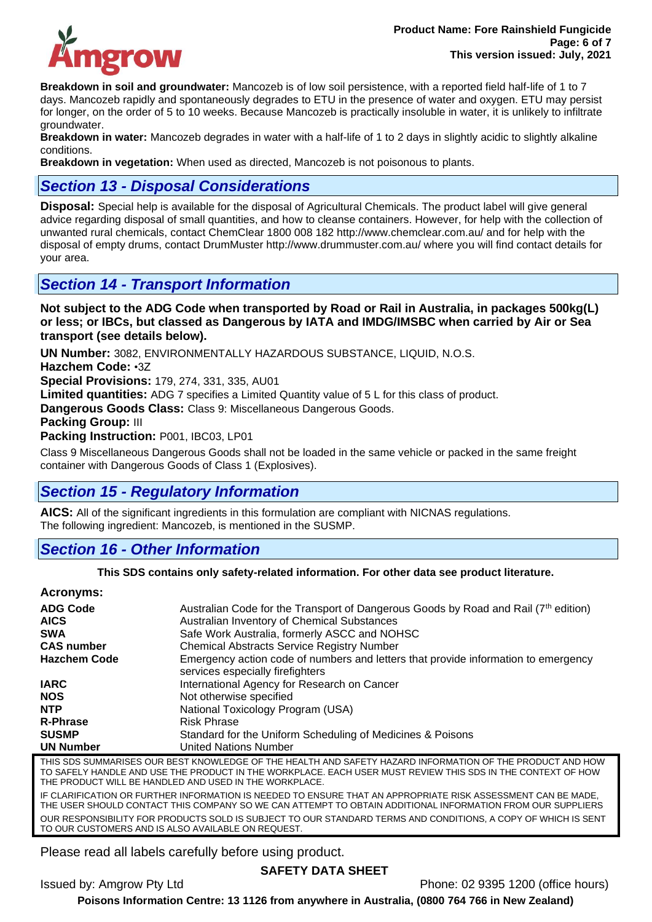**Breakdown in soil and groundwater:** Mancozeb is of low soil persistence, with a reported field half-life of 1 to 7 days. Mancozeb rapidly and spontaneously degrades to ETU in the presence of water and oxygen. ETU may persist for longer, on the order of 5 to 10 weeks. Because Mancozeb is practically insoluble in water, it is unlikely to infiltrate groundwater.
**Breakdown in water:** Mancozeb degrades in water with a half-life of 1 to 2 days in slightly acidic to slightly alkaline conditions.
**Breakdown in vegetation:** When used as directed, Mancozeb is not poisonous to plants.

## *Section 13 - Disposal Considerations*

**Disposal:** Special help is available for the disposal of Agricultural Chemicals. The product label will give general advice regarding disposal of small quantities, and how to cleanse containers. However, for help with the collection of unwanted rural chemicals, contact ChemClear 1800 008 182 http://www.chemclear.com.au/ and for help with the disposal of empty drums, contact DrumMuster http://www.drummuster.com.au/ where you will find contact details for your area.

## *Section 14 - Transport Information*

**Not subject to the ADG Code when transported by Road or Rail in Australia, in packages 500kg(L) or less; or IBCs, but classed as Dangerous by IATA and IMDG/IMSBC when carried by Air or Sea transport (see details below).**

**UN Number:** 3082, ENVIRONMENTALLY HAZARDOUS SUBSTANCE, LIQUID, N.O.S.
**Hazchem Code:** •3Z
**Special Provisions:** 179, 274, 331, 335, AU01
**Limited quantities:** ADG 7 specifies a Limited Quantity value of 5 L for this class of product.
**Dangerous Goods Class:** Class 9: Miscellaneous Dangerous Goods.
**Packing Group:** III
**Packing Instruction:** P001, IBC03, LP01

Class 9 Miscellaneous Dangerous Goods shall not be loaded in the same vehicle or packed in the same freight container with Dangerous Goods of Class 1 (Explosives).

## *Section 15 - Regulatory Information*

**AICS:** All of the significant ingredients in this formulation are compliant with NICNAS regulations.
The following ingredient: Mancozeb, is mentioned in the SUSMP.

## *Section 16 - Other Information*

**This SDS contains only safety-related information. For other data see product literature.**

**Acronyms:**

| | |
|---|---|
| **ADG Code** | Australian Code for the Transport of Dangerous Goods by Road and Rail (7th edition) |
| **AICS** | Australian Inventory of Chemical Substances |
| **SWA** | Safe Work Australia, formerly ASCC and NOHSC |
| **CAS number** | Chemical Abstracts Service Registry Number |
| **Hazchem Code** | Emergency action code of numbers and letters that provide information to emergency services especially firefighters |
| **IARC** | International Agency for Research on Cancer |
| **NOS** | Not otherwise specified |
| **NTP** | National Toxicology Program (USA) |
| **R-Phrase** | Risk Phrase |
| **SUSMP** | Standard for the Uniform Scheduling of Medicines & Poisons |
| **UN Number** | United Nations Number |

THIS SDS SUMMARISES OUR BEST KNOWLEDGE OF THE HEALTH AND SAFETY HAZARD INFORMATION OF THE PRODUCT AND HOW TO SAFELY HANDLE AND USE THE PRODUCT IN THE WORKPLACE. EACH USER MUST REVIEW THIS SDS IN THE CONTEXT OF HOW THE PRODUCT WILL BE HANDLED AND USED IN THE WORKPLACE.

IF CLARIFICATION OR FURTHER INFORMATION IS NEEDED TO ENSURE THAT AN APPROPRIATE RISK ASSESSMENT CAN BE MADE, THE USER SHOULD CONTACT THIS COMPANY SO WE CAN ATTEMPT TO OBTAIN ADDITIONAL INFORMATION FROM OUR SUPPLIERS

OUR RESPONSIBILITY FOR PRODUCTS SOLD IS SUBJECT TO OUR STANDARD TERMS AND CONDITIONS, A COPY OF WHICH IS SENT TO OUR CUSTOMERS AND IS ALSO AVAILABLE ON REQUEST.

Please read all labels carefully before using product.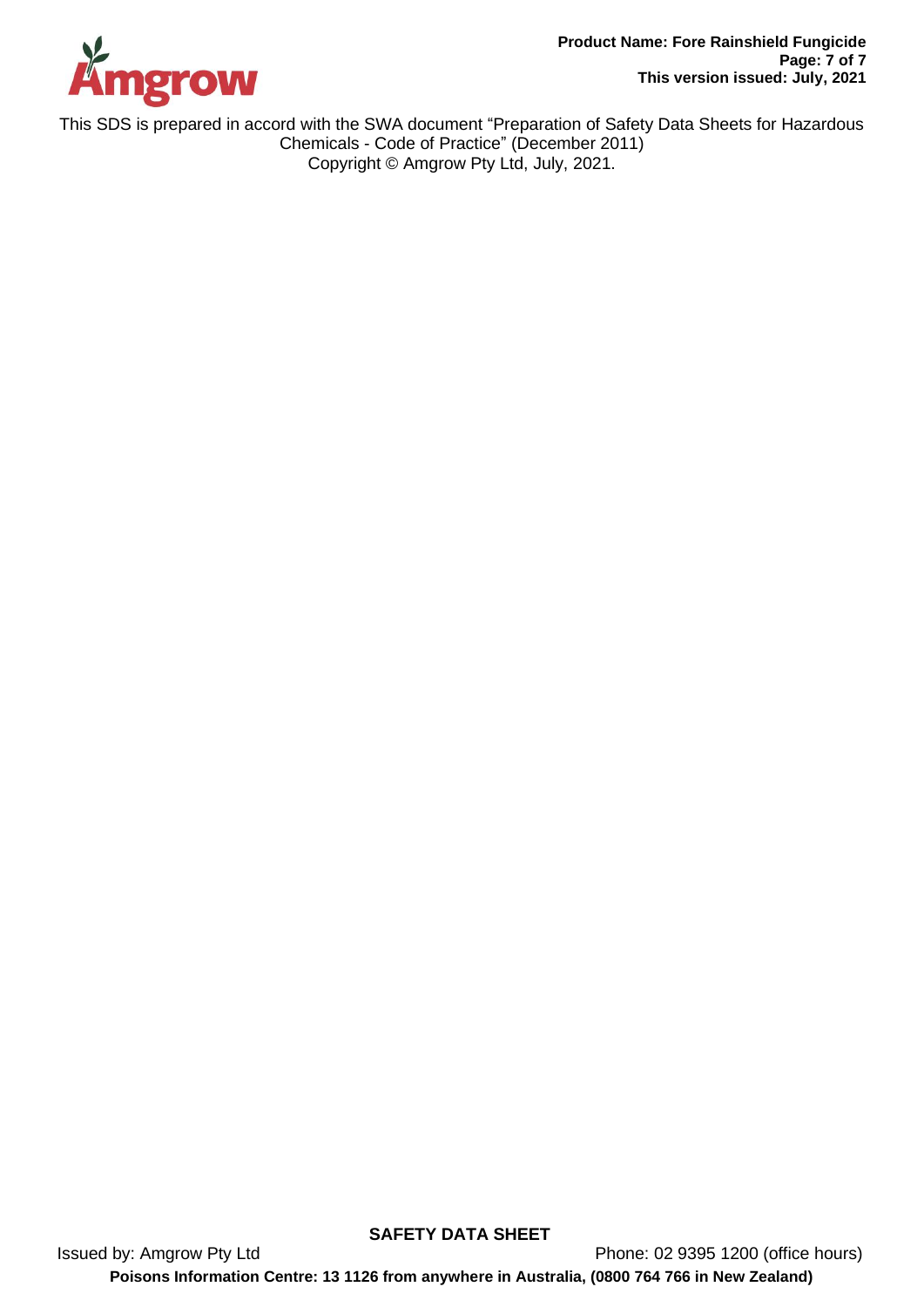This SDS is prepared in accord with the SWA document "Preparation of Safety Data Sheets for Hazardous Chemicals - Code of Practice" (December 2011)
Copyright © Amgrow Pty Ltd, July, 2021.